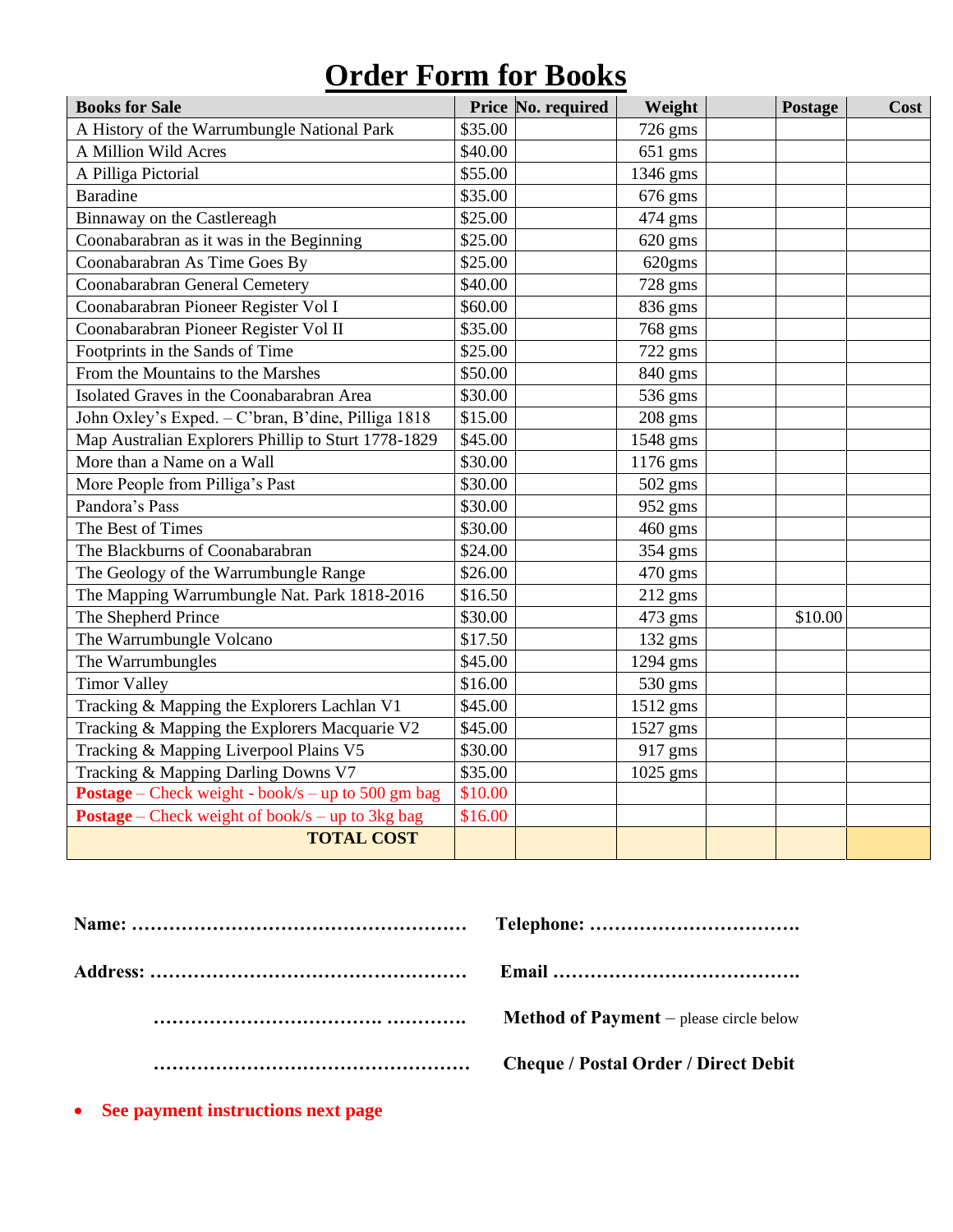# Order Form for Books

| Books for Sale | Price | No. required | Weight | | Postage | Cost |
|---|---|---|---|---|---|---|
| A History of the Warrumbungle National Park | $35.00 | | 726 gms | | | |
| A Million Wild Acres | $40.00 | | 651 gms | | | |
| A Pilliga Pictorial | $55.00 | | 1346 gms | | | |
| Baradine | $35.00 | | 676 gms | | | |
| Binnaway on the Castlereagh | $25.00 | | 474 gms | | | |
| Coonabarabran as it was in the Beginning | $25.00 | | 620 gms | | | |
| Coonabarabran As Time Goes By | $25.00 | | 620gms | | | |
| Coonabarabran General Cemetery | $40.00 | | 728 gms | | | |
| Coonabarabran Pioneer Register Vol I | $60.00 | | 836 gms | | | |
| Coonabarabran Pioneer Register Vol II | $35.00 | | 768 gms | | | |
| Footprints in the Sands of Time | $25.00 | | 722 gms | | | |
| From the Mountains to the Marshes | $50.00 | | 840 gms | | | |
| Isolated Graves in the Coonabarabran Area | $30.00 | | 536 gms | | | |
| John Oxley's Exped. – C'bran, B'dine, Pilliga 1818 | $15.00 | | 208 gms | | | |
| Map Australian Explorers Phillip to Sturt 1778-1829 | $45.00 | | 1548 gms | | | |
| More than a Name on a Wall | $30.00 | | 1176 gms | | | |
| More People from Pilliga's Past | $30.00 | | 502 gms | | | |
| Pandora's Pass | $30.00 | | 952 gms | | | |
| The Best of Times | $30.00 | | 460 gms | | | |
| The Blackburns of Coonabarabran | $24.00 | | 354 gms | | | |
| The Geology of the Warrumbungle Range | $26.00 | | 470 gms | | | |
| The Mapping Warrumbungle Nat. Park 1818-2016 | $16.50 | | 212 gms | | | |
| The Shepherd Prince | $30.00 | | 473 gms | | $10.00 | |
| The Warrumbungle Volcano | $17.50 | | 132 gms | | | |
| The Warrumbungles | $45.00 | | 1294 gms | | | |
| Timor Valley | $16.00 | | 530 gms | | | |
| Tracking & Mapping the Explorers Lachlan V1 | $45.00 | | 1512 gms | | | |
| Tracking & Mapping the Explorers Macquarie V2 | $45.00 | | 1527 gms | | | |
| Tracking & Mapping Liverpool Plains V5 | $30.00 | | 917 gms | | | |
| Tracking & Mapping Darling Downs V7 | $35.00 | | 1025 gms | | | |
| **Postage** – Check weight - book/s – up to 500 gm bag | $10.00 | | | | | |
| **Postage** – Check weight of book/s – up to 3kg bag | $16.00 | | | | | |
| **TOTAL COST** | | | | | | |

**Name:** ……………………………………………… **Telephone:** …………………………….

**Address:** …………………………………………… **Email** ………………………………….

……………………………. …………. **Method of Payment** – please circle below

…………………………………………… **Cheque / Postal Order / Direct Debit**

- **See payment instructions next page**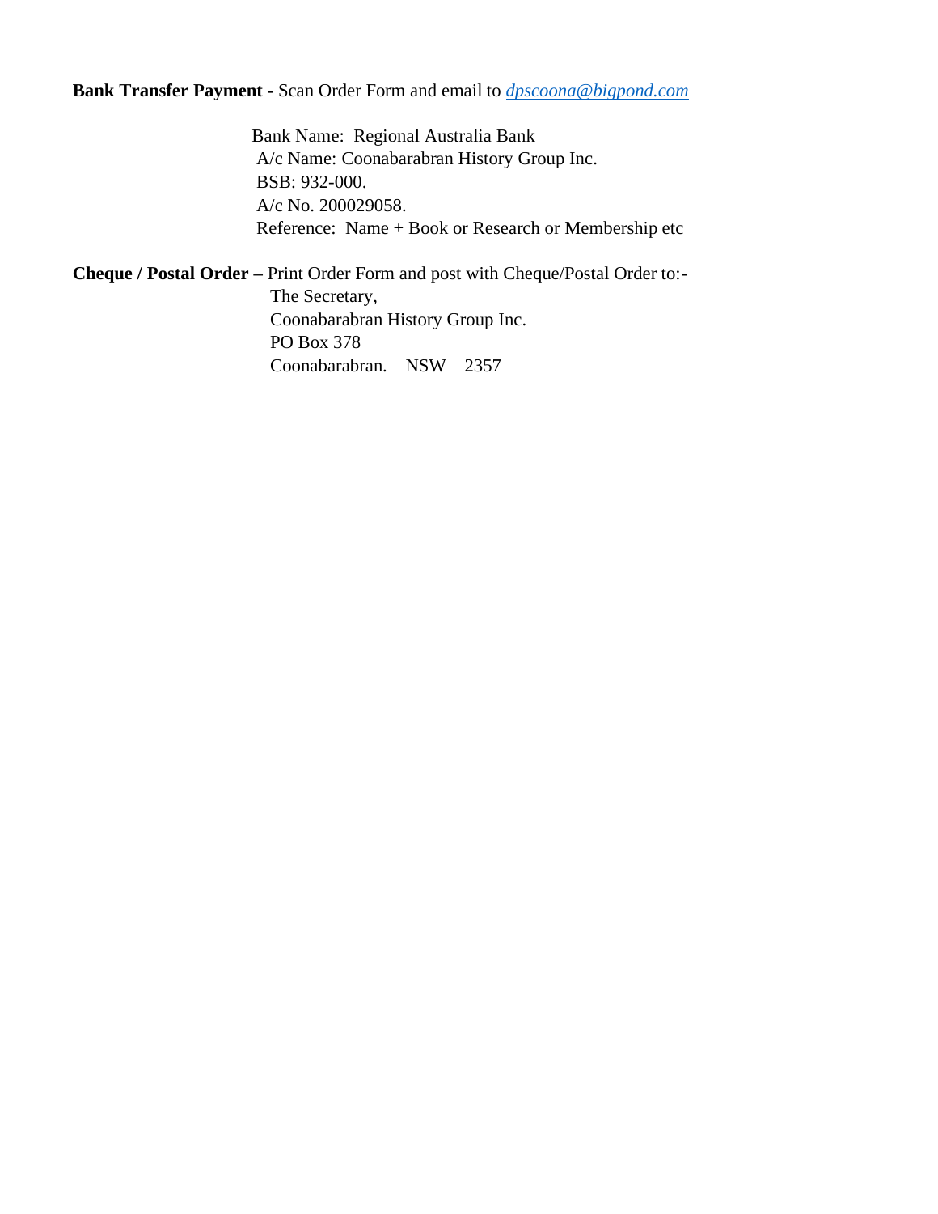**Bank Transfer Payment -** Scan Order Form and email to *dpscoona@bigpond.com*

Bank Name: Regional Australia Bank
A/c Name: Coonabarabran History Group Inc.
BSB: 932-000.
A/c No. 200029058.
Reference: Name + Book or Research or Membership etc

**Cheque / Postal Order –** Print Order Form and post with Cheque/Postal Order to:-

The Secretary,
Coonabarabran History Group Inc.
PO Box 378
Coonabarabran. NSW 2357